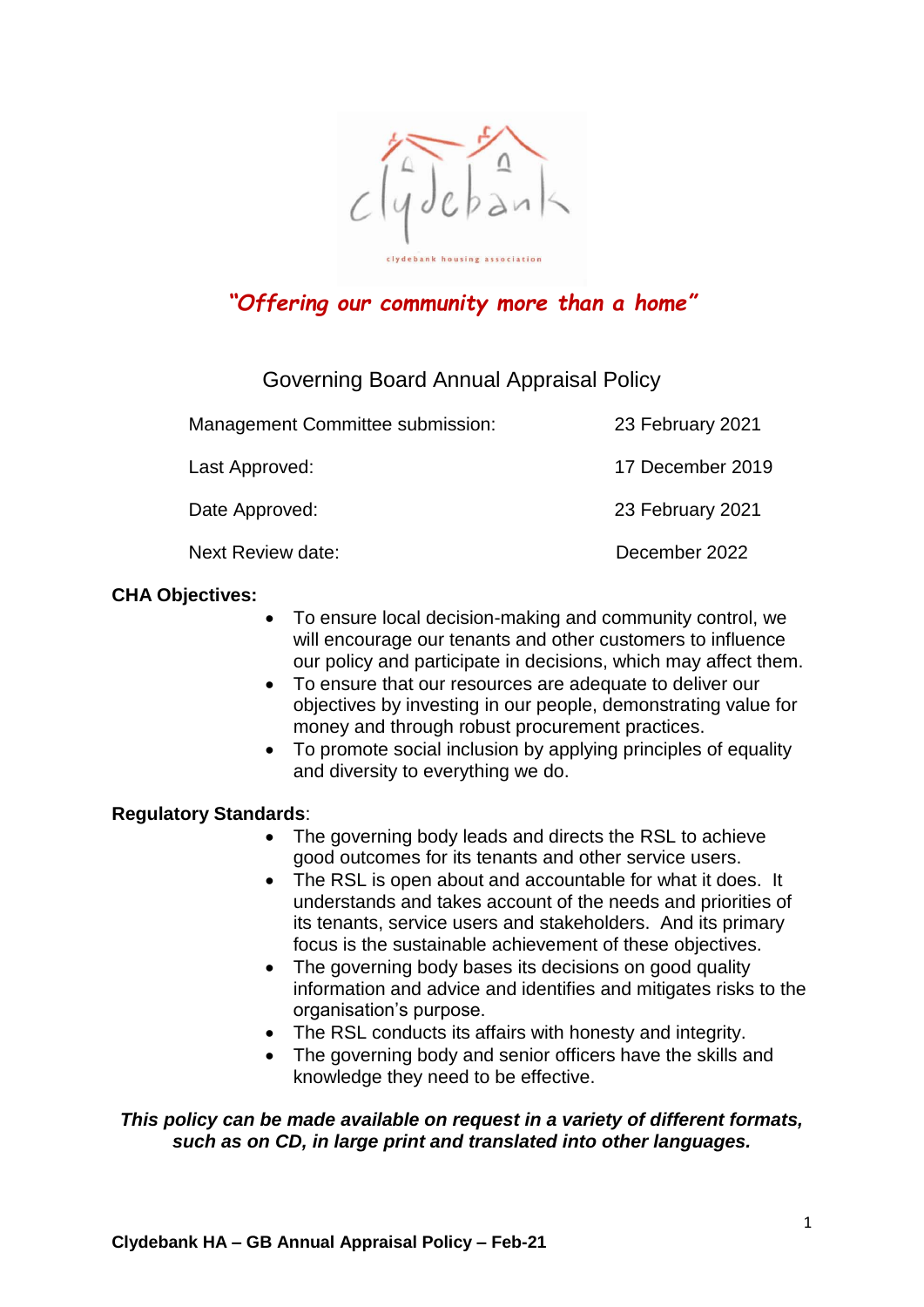*"Offering our community more than a home"*

# Governing Board Annual Appraisal Policy

| | |
|---|---|
| Management Committee submission: | 23 February 2021 |
| Last Approved: | 17 December 2019 |
| Date Approved: | 23 February 2021 |
| Next Review date: | December 2022 |

**CHA Objectives:**

- To ensure local decision-making and community control, we will encourage our tenants and other customers to influence our policy and participate in decisions, which may affect them.
- To ensure that our resources are adequate to deliver our objectives by investing in our people, demonstrating value for money and through robust procurement practices.
- To promote social inclusion by applying principles of equality and diversity to everything we do.

**Regulatory Standards**:

- The governing body leads and directs the RSL to achieve good outcomes for its tenants and other service users.
- The RSL is open about and accountable for what it does. It understands and takes account of the needs and priorities of its tenants, service users and stakeholders. And its primary focus is the sustainable achievement of these objectives.
- The governing body bases its decisions on good quality information and advice and identifies and mitigates risks to the organisation's purpose.
- The RSL conducts its affairs with honesty and integrity.
- The governing body and senior officers have the skills and knowledge they need to be effective.

***This policy can be made available on request in a variety of different formats, such as on CD, in large print and translated into other languages.***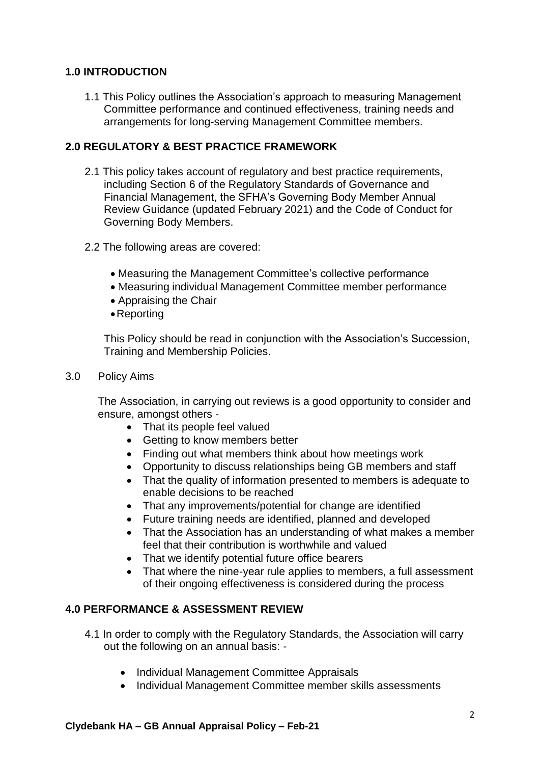## 1.0 INTRODUCTION

1.1 This Policy outlines the Association's approach to measuring Management Committee performance and continued effectiveness, training needs and arrangements for long-serving Management Committee members.

## 2.0 REGULATORY & BEST PRACTICE FRAMEWORK

2.1 This policy takes account of regulatory and best practice requirements, including Section 6 of the Regulatory Standards of Governance and Financial Management, the SFHA's Governing Body Member Annual Review Guidance (updated February 2021) and the Code of Conduct for Governing Body Members.

2.2 The following areas are covered:

- Measuring the Management Committee's collective performance
- Measuring individual Management Committee member performance
- Appraising the Chair
- Reporting

This Policy should be read in conjunction with the Association's Succession, Training and Membership Policies.

## 3.0 Policy Aims

The Association, in carrying out reviews is a good opportunity to consider and ensure, amongst others -

- That its people feel valued
- Getting to know members better
- Finding out what members think about how meetings work
- Opportunity to discuss relationships being GB members and staff
- That the quality of information presented to members is adequate to enable decisions to be reached
- That any improvements/potential for change are identified
- Future training needs are identified, planned and developed
- That the Association has an understanding of what makes a member feel that their contribution is worthwhile and valued
- That we identify potential future office bearers
- That where the nine-year rule applies to members, a full assessment of their ongoing effectiveness is considered during the process

## 4.0 PERFORMANCE & ASSESSMENT REVIEW

4.1 In order to comply with the Regulatory Standards, the Association will carry out the following on an annual basis: -

- Individual Management Committee Appraisals
- Individual Management Committee member skills assessments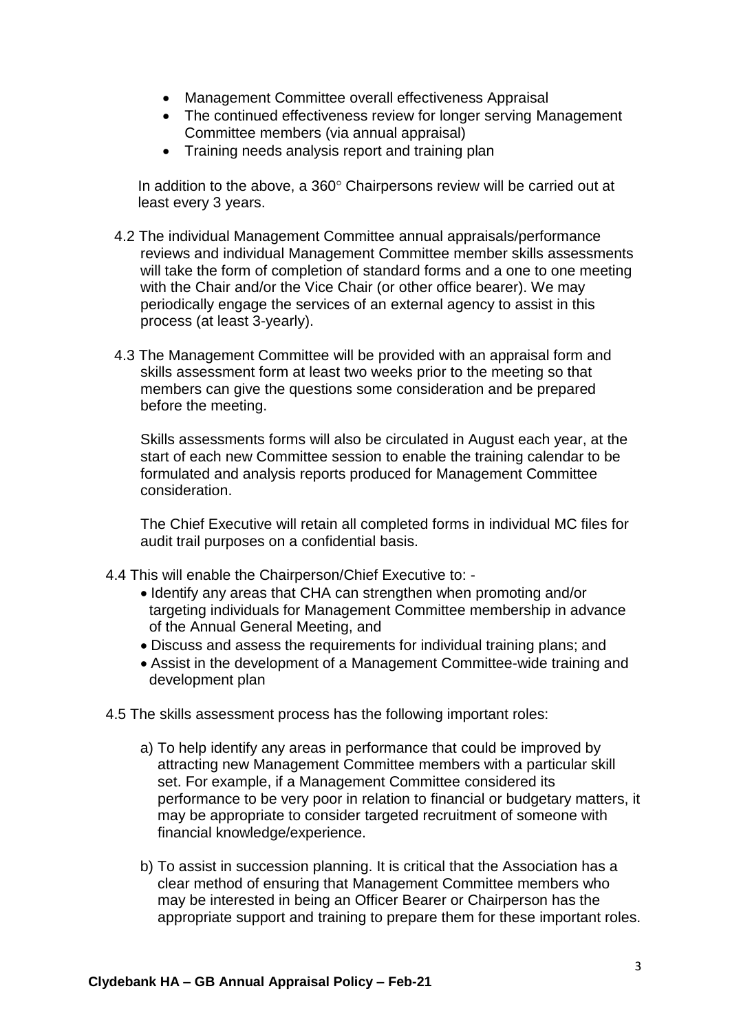- Management Committee overall effectiveness Appraisal
- The continued effectiveness review for longer serving Management Committee members (via annual appraisal)
- Training needs analysis report and training plan

In addition to the above, a 360° Chairpersons review will be carried out at least every 3 years.

4.2 The individual Management Committee annual appraisals/performance reviews and individual Management Committee member skills assessments will take the form of completion of standard forms and a one to one meeting with the Chair and/or the Vice Chair (or other office bearer). We may periodically engage the services of an external agency to assist in this process (at least 3-yearly).

4.3 The Management Committee will be provided with an appraisal form and skills assessment form at least two weeks prior to the meeting so that members can give the questions some consideration and be prepared before the meeting.

Skills assessments forms will also be circulated in August each year, at the start of each new Committee session to enable the training calendar to be formulated and analysis reports produced for Management Committee consideration.

The Chief Executive will retain all completed forms in individual MC files for audit trail purposes on a confidential basis.

4.4 This will enable the Chairperson/Chief Executive to: -

- Identify any areas that CHA can strengthen when promoting and/or targeting individuals for Management Committee membership in advance of the Annual General Meeting, and
- Discuss and assess the requirements for individual training plans; and
- Assist in the development of a Management Committee-wide training and development plan

4.5 The skills assessment process has the following important roles:

a) To help identify any areas in performance that could be improved by attracting new Management Committee members with a particular skill set. For example, if a Management Committee considered its performance to be very poor in relation to financial or budgetary matters, it may be appropriate to consider targeted recruitment of someone with financial knowledge/experience.

b) To assist in succession planning. It is critical that the Association has a clear method of ensuring that Management Committee members who may be interested in being an Officer Bearer or Chairperson has the appropriate support and training to prepare them for these important roles.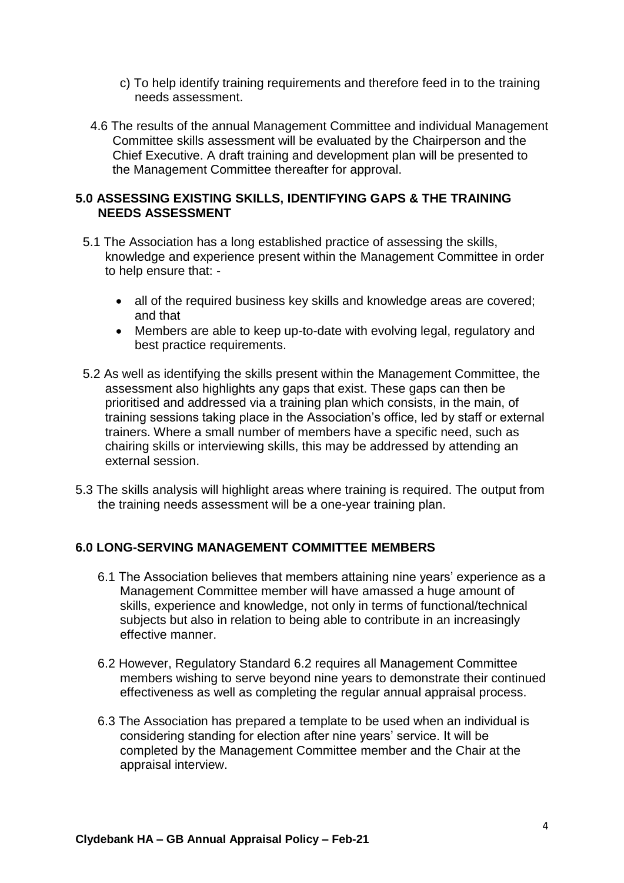c) To help identify training requirements and therefore feed in to the training needs assessment.

4.6 The results of the annual Management Committee and individual Management Committee skills assessment will be evaluated by the Chairperson and the Chief Executive. A draft training and development plan will be presented to the Management Committee thereafter for approval.

## 5.0 ASSESSING EXISTING SKILLS, IDENTIFYING GAPS & THE TRAINING NEEDS ASSESSMENT

5.1 The Association has a long established practice of assessing the skills, knowledge and experience present within the Management Committee in order to help ensure that: -

- all of the required business key skills and knowledge areas are covered; and that
- Members are able to keep up-to-date with evolving legal, regulatory and best practice requirements.

5.2 As well as identifying the skills present within the Management Committee, the assessment also highlights any gaps that exist. These gaps can then be prioritised and addressed via a training plan which consists, in the main, of training sessions taking place in the Association's office, led by staff or external trainers. Where a small number of members have a specific need, such as chairing skills or interviewing skills, this may be addressed by attending an external session.

5.3 The skills analysis will highlight areas where training is required. The output from the training needs assessment will be a one-year training plan.

## 6.0 LONG-SERVING MANAGEMENT COMMITTEE MEMBERS

6.1 The Association believes that members attaining nine years' experience as a Management Committee member will have amassed a huge amount of skills, experience and knowledge, not only in terms of functional/technical subjects but also in relation to being able to contribute in an increasingly effective manner.

6.2 However, Regulatory Standard 6.2 requires all Management Committee members wishing to serve beyond nine years to demonstrate their continued effectiveness as well as completing the regular annual appraisal process.

6.3 The Association has prepared a template to be used when an individual is considering standing for election after nine years' service. It will be completed by the Management Committee member and the Chair at the appraisal interview.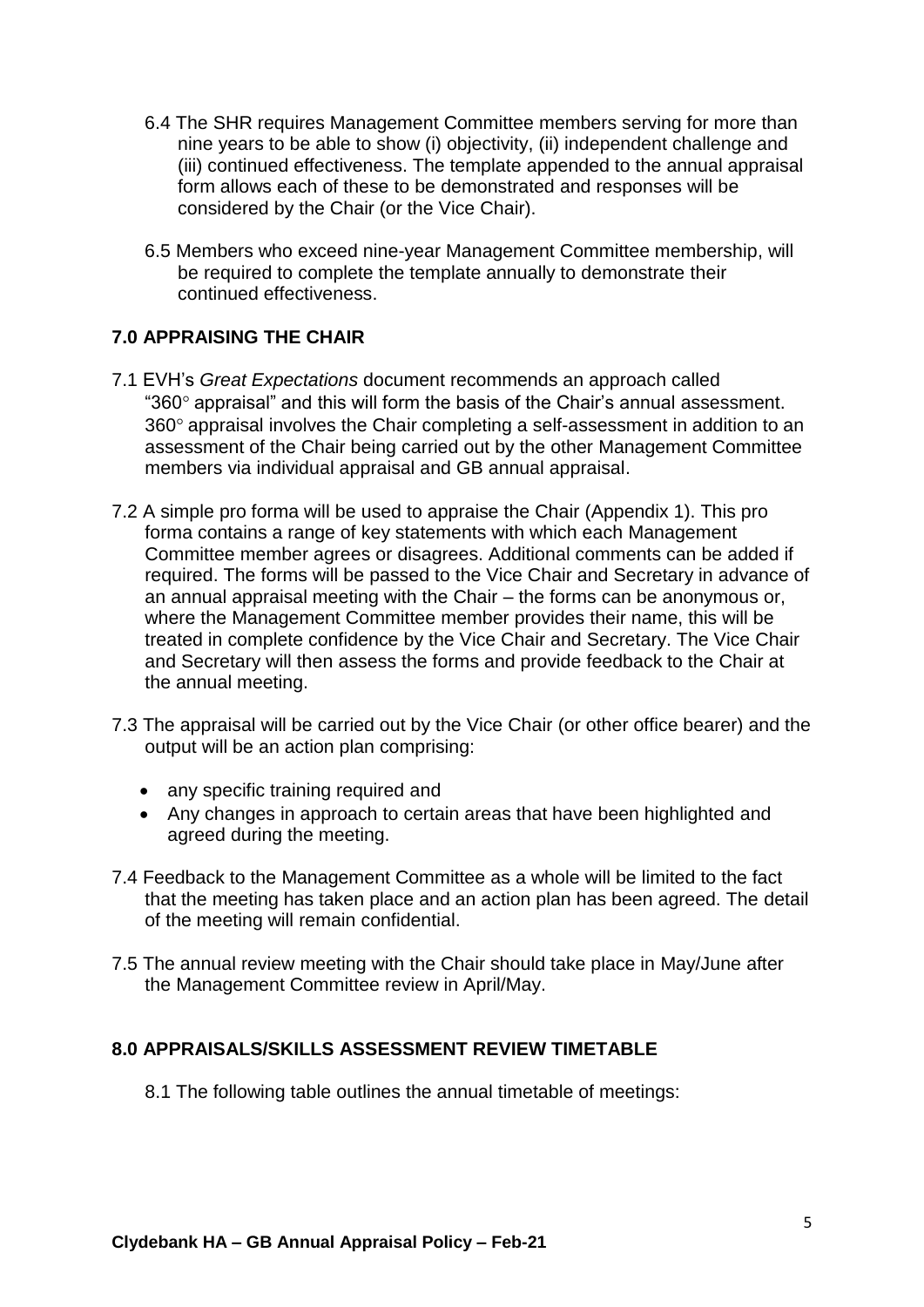6.4 The SHR requires Management Committee members serving for more than nine years to be able to show (i) objectivity, (ii) independent challenge and (iii) continued effectiveness. The template appended to the annual appraisal form allows each of these to be demonstrated and responses will be considered by the Chair (or the Vice Chair).

6.5 Members who exceed nine-year Management Committee membership, will be required to complete the template annually to demonstrate their continued effectiveness.

## 7.0 APPRAISING THE CHAIR

7.1 EVH's *Great Expectations* document recommends an approach called "360° appraisal" and this will form the basis of the Chair's annual assessment. 360° appraisal involves the Chair completing a self-assessment in addition to an assessment of the Chair being carried out by the other Management Committee members via individual appraisal and GB annual appraisal.

7.2 A simple pro forma will be used to appraise the Chair (Appendix 1). This pro forma contains a range of key statements with which each Management Committee member agrees or disagrees. Additional comments can be added if required. The forms will be passed to the Vice Chair and Secretary in advance of an annual appraisal meeting with the Chair – the forms can be anonymous or, where the Management Committee member provides their name, this will be treated in complete confidence by the Vice Chair and Secretary. The Vice Chair and Secretary will then assess the forms and provide feedback to the Chair at the annual meeting.

7.3 The appraisal will be carried out by the Vice Chair (or other office bearer) and the output will be an action plan comprising:

- any specific training required and
- Any changes in approach to certain areas that have been highlighted and agreed during the meeting.

7.4 Feedback to the Management Committee as a whole will be limited to the fact that the meeting has taken place and an action plan has been agreed. The detail of the meeting will remain confidential.

7.5 The annual review meeting with the Chair should take place in May/June after the Management Committee review in April/May.

## 8.0 APPRAISALS/SKILLS ASSESSMENT REVIEW TIMETABLE

8.1 The following table outlines the annual timetable of meetings: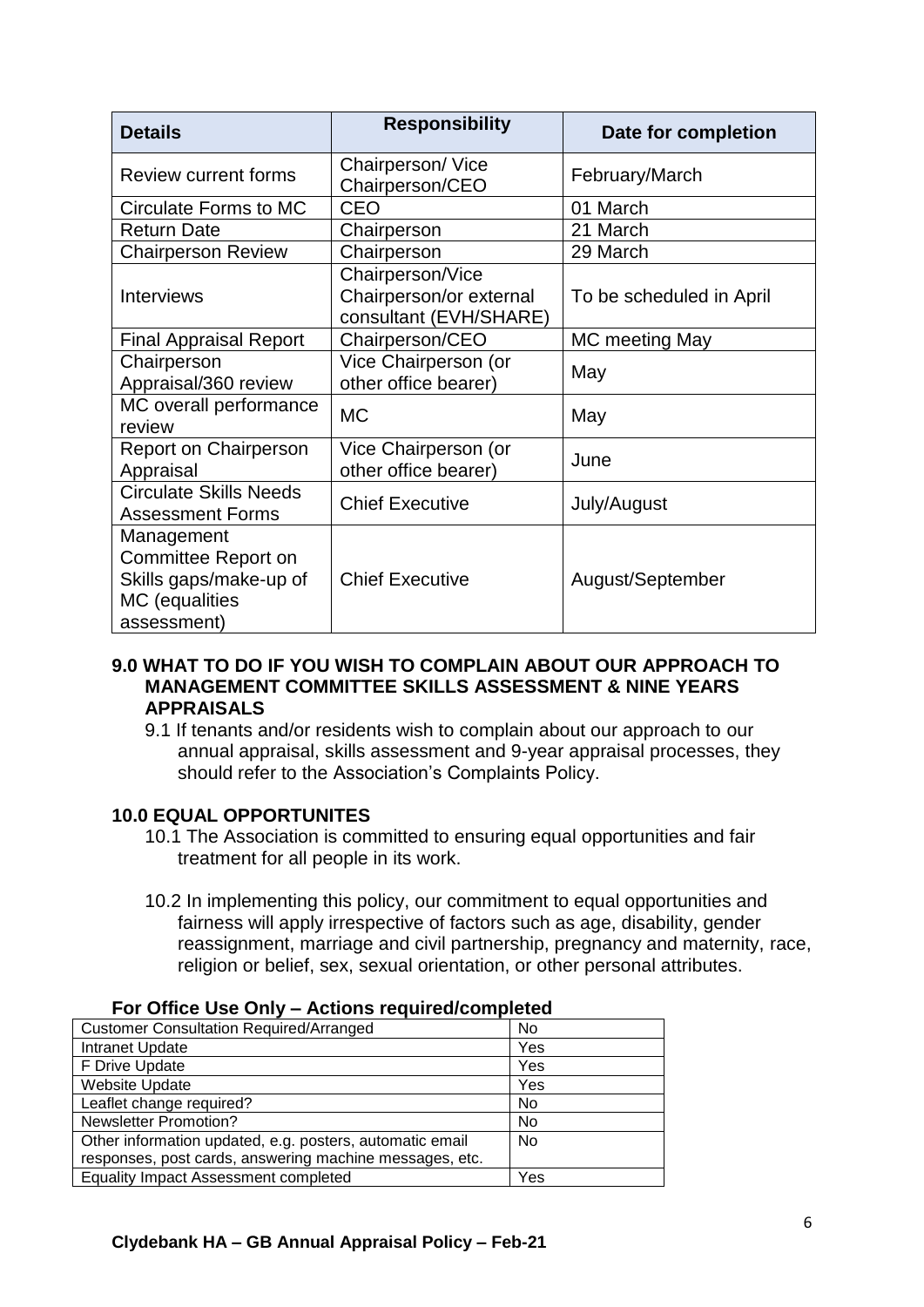| Details | Responsibility | Date for completion |
|---|---|---|
| Review current forms | Chairperson/ Vice Chairperson/CEO | February/March |
| Circulate Forms to MC | CEO | 01 March |
| Return Date | Chairperson | 21 March |
| Chairperson Review | Chairperson | 29 March |
| Interviews | Chairperson/Vice Chairperson/or external consultant (EVH/SHARE) | To be scheduled in April |
| Final Appraisal Report | Chairperson/CEO | MC meeting May |
| Chairperson Appraisal/360 review | Vice Chairperson (or other office bearer) | May |
| MC overall performance review | MC | May |
| Report on Chairperson Appraisal | Vice Chairperson (or other office bearer) | June |
| Circulate Skills Needs Assessment Forms | Chief Executive | July/August |
| Management Committee Report on Skills gaps/make-up of MC (equalities assessment) | Chief Executive | August/September |

## 9.0 WHAT TO DO IF YOU WISH TO COMPLAIN ABOUT OUR APPROACH TO MANAGEMENT COMMITTEE SKILLS ASSESSMENT & NINE YEARS APPRAISALS

9.1 If tenants and/or residents wish to complain about our approach to our annual appraisal, skills assessment and 9-year appraisal processes, they should refer to the Association's Complaints Policy.

## 10.0 EQUAL OPPORTUNITES

10.1 The Association is committed to ensuring equal opportunities and fair treatment for all people in its work.

10.2 In implementing this policy, our commitment to equal opportunities and fairness will apply irrespective of factors such as age, disability, gender reassignment, marriage and civil partnership, pregnancy and maternity, race, religion or belief, sex, sexual orientation, or other personal attributes.

**For Office Use Only – Actions required/completed**

| Action | |
|---|---|
| Customer Consultation Required/Arranged | No |
| Intranet Update | Yes |
| F Drive Update | Yes |
| Website Update | Yes |
| Leaflet change required? | No |
| Newsletter Promotion? | No |
| Other information updated, e.g. posters, automatic email responses, post cards, answering machine messages, etc. | No |
| Equality Impact Assessment completed | Yes |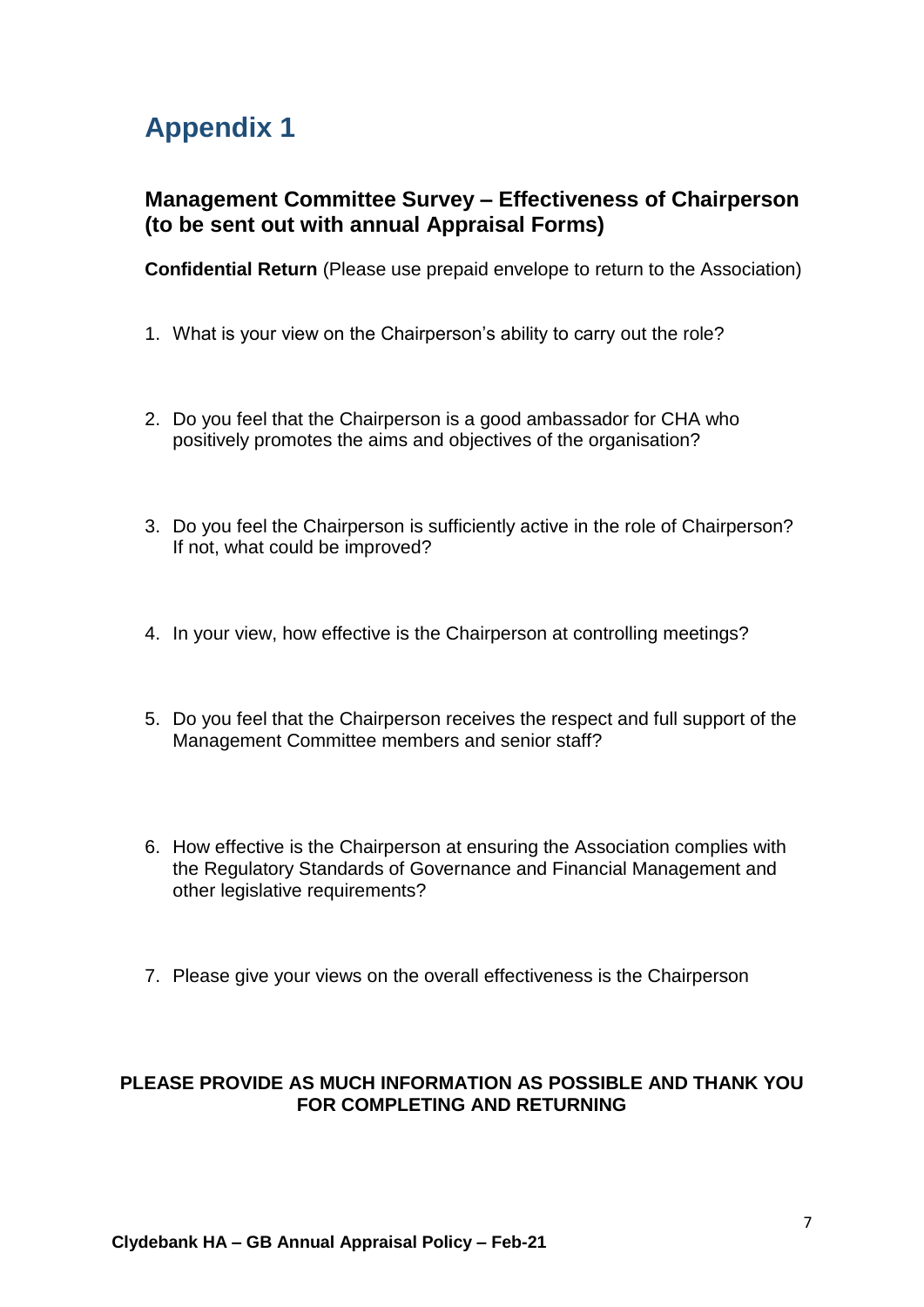# Appendix 1

## Management Committee Survey – Effectiveness of Chairperson (to be sent out with annual Appraisal Forms)

**Confidential Return** (Please use prepaid envelope to return to the Association)

1. What is your view on the Chairperson's ability to carry out the role?

2. Do you feel that the Chairperson is a good ambassador for CHA who positively promotes the aims and objectives of the organisation?

3. Do you feel the Chairperson is sufficiently active in the role of Chairperson? If not, what could be improved?

4. In your view, how effective is the Chairperson at controlling meetings?

5. Do you feel that the Chairperson receives the respect and full support of the Management Committee members and senior staff?

6. How effective is the Chairperson at ensuring the Association complies with the Regulatory Standards of Governance and Financial Management and other legislative requirements?

7. Please give your views on the overall effectiveness is the Chairperson

**PLEASE PROVIDE AS MUCH INFORMATION AS POSSIBLE AND THANK YOU FOR COMPLETING AND RETURNING**